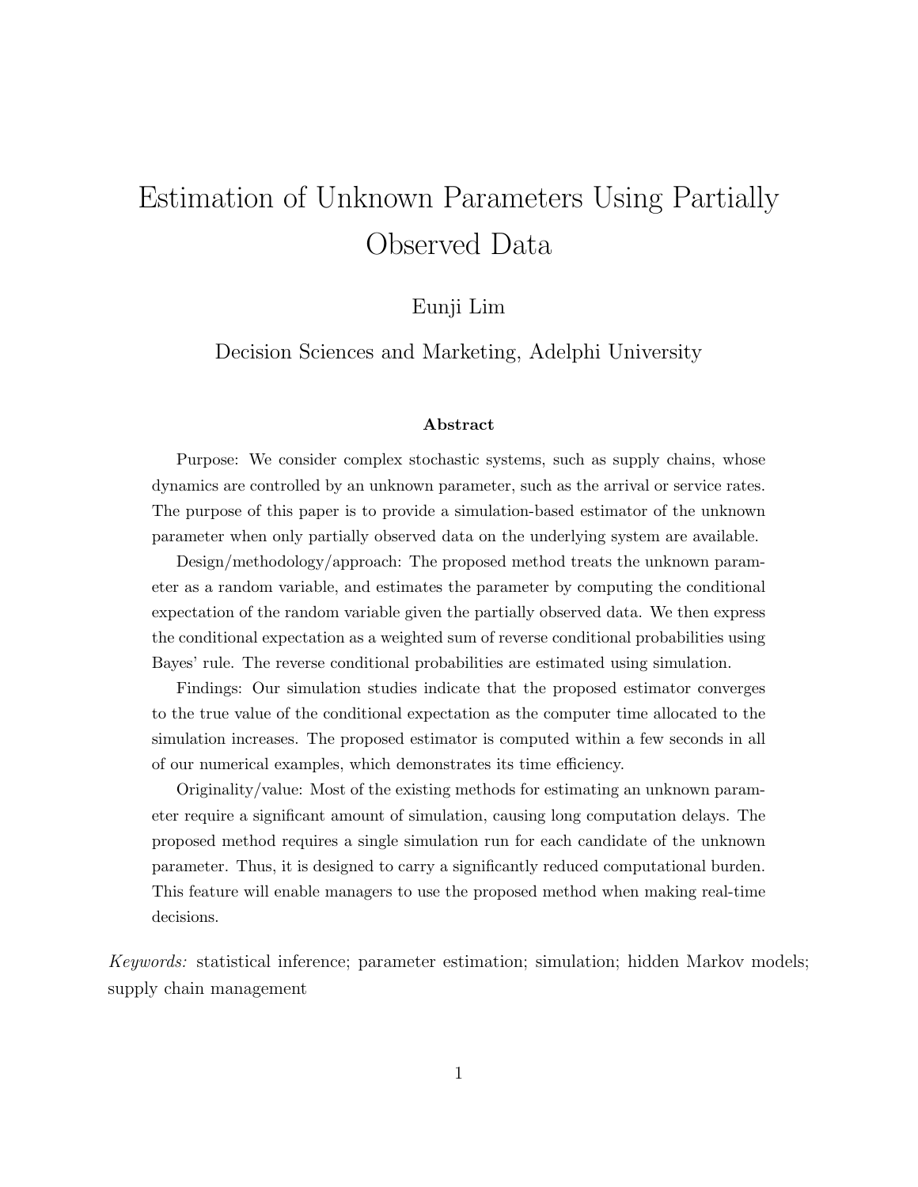# Estimation of Unknown Parameters Using Partially Observed Data

Eunji Lim

Decision Sciences and Marketing, Adelphi University

### Abstract

Purpose: We consider complex stochastic systems, such as supply chains, whose dynamics are controlled by an unknown parameter, such as the arrival or service rates. The purpose of this paper is to provide a simulation-based estimator of the unknown parameter when only partially observed data on the underlying system are available.

Design/methodology/approach: The proposed method treats the unknown parameter as a random variable, and estimates the parameter by computing the conditional expectation of the random variable given the partially observed data. We then express the conditional expectation as a weighted sum of reverse conditional probabilities using Bayes' rule. The reverse conditional probabilities are estimated using simulation.

Findings: Our simulation studies indicate that the proposed estimator converges to the true value of the conditional expectation as the computer time allocated to the simulation increases. The proposed estimator is computed within a few seconds in all of our numerical examples, which demonstrates its time efficiency.

Originality/value: Most of the existing methods for estimating an unknown parameter require a significant amount of simulation, causing long computation delays. The proposed method requires a single simulation run for each candidate of the unknown parameter. Thus, it is designed to carry a significantly reduced computational burden. This feature will enable managers to use the proposed method when making real-time decisions.

*Keywords:* statistical inference; parameter estimation; simulation; hidden Markov models; supply chain management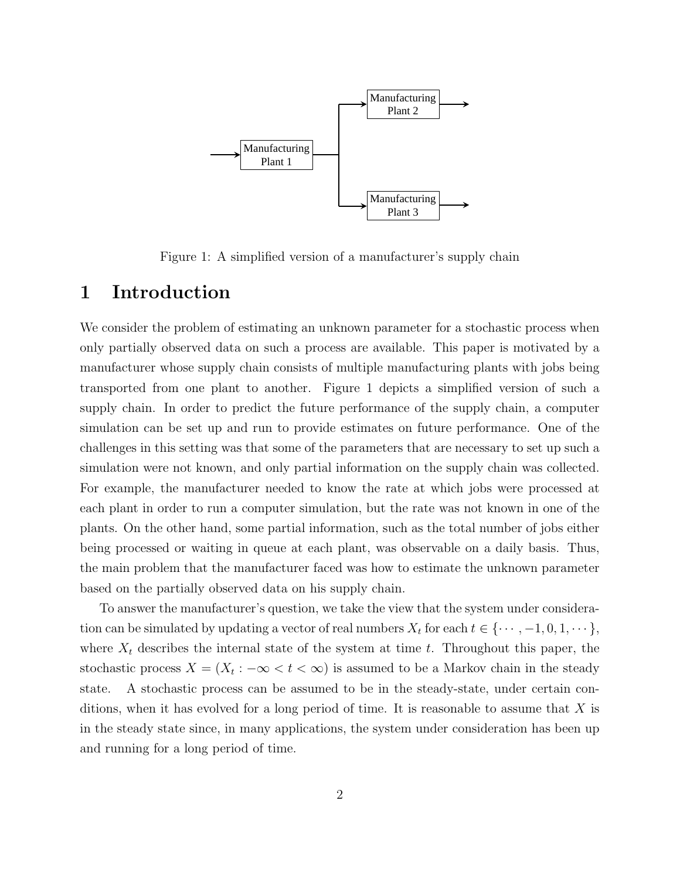Figure 1: A simplified version of a manufacturer's supply chain

# 1 Introduction

We consider the problem of estimating an unknown parameter for a stochastic process when only partially observed data on such a process are available. This paper is motivated by a manufacturer whose supply chain consists of multiple manufacturing plants with jobs being transported from one plant to another. Figure 1 depicts a simplified version of such a supply chain. In order to predict the future performance of the supply chain, a computer simulation can be set up and run to provide estimates on future performance. One of the challenges in this setting was that some of the parameters that are necessary to set up such a simulation were not known, and only partial information on the supply chain was collected. For example, the manufacturer needed to know the rate at which jobs were processed at each plant in order to run a computer simulation, but the rate was not known in one of the plants. On the other hand, some partial information, such as the total number of jobs either being processed or waiting in queue at each plant, was observable on a daily basis. Thus, the main problem that the manufacturer faced was how to estimate the unknown parameter based on the partially observed data on his supply chain.

To answer the manufacturer's question, we take the view that the system under consideration can be simulated by updating a vector of real numbers $X_t$ for each $t \in \{\cdots, -1, 0, 1, \cdots\}$, where $X_t$ describes the internal state of the system at time $t$. Throughout this paper, the stochastic process $X = (X_t : -\infty < t < \infty)$ is assumed to be a Markov chain in the steady state. A stochastic process can be assumed to be in the steady-state, under certain conditions, when it has evolved for a long period of time. It is reasonable to assume that $X$ is in the steady state since, in many applications, the system under consideration has been up and running for a long period of time.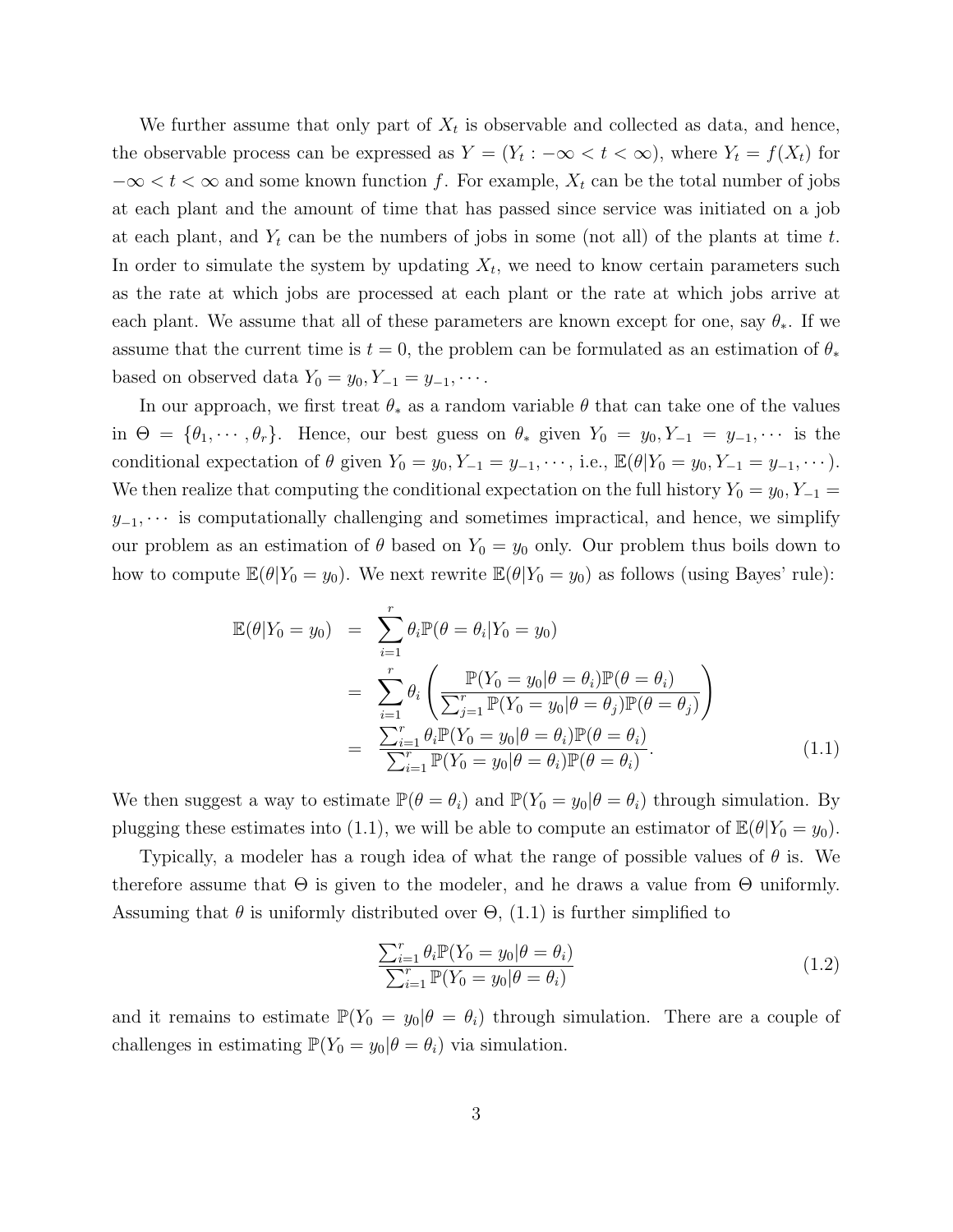We further assume that only part of $X_t$ is observable and collected as data, and hence, the observable process can be expressed as $Y = (Y_t : -\infty < t < \infty)$, where $Y_t = f(X_t)$ for $-\infty < t < \infty$ and some known function $f$. For example, $X_t$ can be the total number of jobs at each plant and the amount of time that has passed since service was initiated on a job at each plant, and $Y_t$ can be the numbers of jobs in some (not all) of the plants at time $t$. In order to simulate the system by updating $X_t$, we need to know certain parameters such as the rate at which jobs are processed at each plant or the rate at which jobs arrive at each plant. We assume that all of these parameters are known except for one, say $\theta_*$. If we assume that the current time is $t = 0$, the problem can be formulated as an estimation of $\theta_*$ based on observed data $Y_0 = y_0, Y_{-1} = y_{-1}, \cdots$.

In our approach, we first treat $\theta_*$ as a random variable $\theta$ that can take one of the values in $\Theta = \{\theta_1, \cdots, \theta_r\}$. Hence, our best guess on $\theta_*$ given $Y_0 = y_0, Y_{-1} = y_{-1}, \cdots$ is the conditional expectation of $\theta$ given $Y_0 = y_0, Y_{-1} = y_{-1}, \cdots$, i.e., $\mathbb{E}(\theta | Y_0 = y_0, Y_{-1} = y_{-1}, \cdots)$. We then realize that computing the conditional expectation on the full history $Y_0 = y_0, Y_{-1} = y_{-1}, \cdots$ is computationally challenging and sometimes impractical, and hence, we simplify our problem as an estimation of $\theta$ based on $Y_0 = y_0$ only. Our problem thus boils down to how to compute $\mathbb{E}(\theta | Y_0 = y_0)$. We next rewrite $\mathbb{E}(\theta | Y_0 = y_0)$ as follows (using Bayes' rule):

$$
\begin{aligned}
\mathbb{E}(\theta | Y_0 = y_0) &= \sum_{i=1}^{r} \theta_i \mathbb{P}(\theta = \theta_i | Y_0 = y_0) \\
&= \sum_{i=1}^{r} \theta_i \left( \frac{\mathbb{P}(Y_0 = y_0 | \theta = \theta_i)\mathbb{P}(\theta = \theta_i)}{\sum_{j=1}^{r} \mathbb{P}(Y_0 = y_0 | \theta = \theta_j)\mathbb{P}(\theta = \theta_j)} \right) \\
&= \frac{\sum_{i=1}^{r} \theta_i \mathbb{P}(Y_0 = y_0 | \theta = \theta_i)\mathbb{P}(\theta = \theta_i)}{\sum_{i=1}^{r} \mathbb{P}(Y_0 = y_0 | \theta = \theta_i)\mathbb{P}(\theta = \theta_i)}. \qquad (1.1)
\end{aligned}
$$

We then suggest a way to estimate $\mathbb{P}(\theta = \theta_i)$ and $\mathbb{P}(Y_0 = y_0 | \theta = \theta_i)$ through simulation. By plugging these estimates into (1.1), we will be able to compute an estimator of $\mathbb{E}(\theta | Y_0 = y_0)$.

Typically, a modeler has a rough idea of what the range of possible values of $\theta$ is. We therefore assume that $\Theta$ is given to the modeler, and he draws a value from $\Theta$ uniformly. Assuming that $\theta$ is uniformly distributed over $\Theta$, (1.1) is further simplified to

$$
\frac{\sum_{i=1}^{r} \theta_i \mathbb{P}(Y_0 = y_0 | \theta = \theta_i)}{\sum_{i=1}^{r} \mathbb{P}(Y_0 = y_0 | \theta = \theta_i)} \qquad (1.2)
$$

and it remains to estimate $\mathbb{P}(Y_0 = y_0 | \theta = \theta_i)$ through simulation. There are a couple of challenges in estimating $\mathbb{P}(Y_0 = y_0 | \theta = \theta_i)$ via simulation.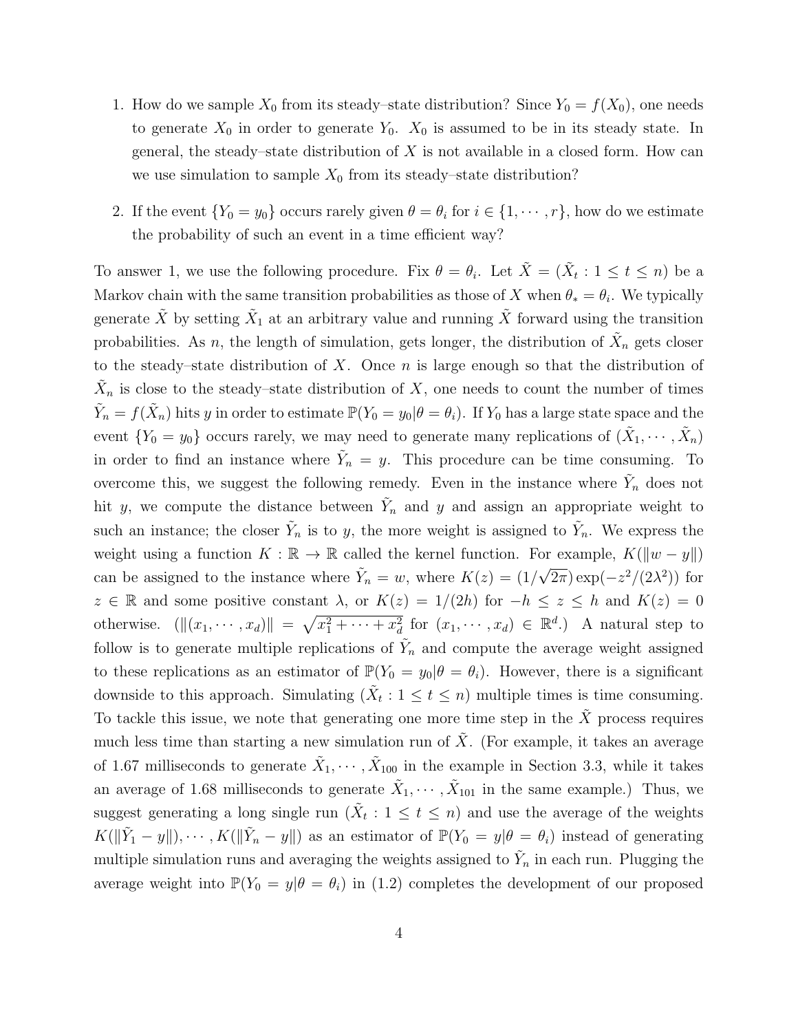1. How do we sample $X_0$ from its steady–state distribution? Since $Y_0 = f(X_0)$, one needs to generate $X_0$ in order to generate $Y_0$. $X_0$ is assumed to be in its steady state. In general, the steady–state distribution of $X$ is not available in a closed form. How can we use simulation to sample $X_0$ from its steady–state distribution?

2. If the event $\{Y_0 = y_0\}$ occurs rarely given $\theta = \theta_i$ for $i \in \{1, \cdots, r\}$, how do we estimate the probability of such an event in a time efficient way?

To answer 1, we use the following procedure. Fix $\theta = \theta_i$. Let $\tilde{X} = (\tilde{X}_t : 1 \leq t \leq n)$ be a Markov chain with the same transition probabilities as those of $X$ when $\theta_* = \theta_i$. We typically generate $\tilde{X}$ by setting $\tilde{X}_1$ at an arbitrary value and running $\tilde{X}$ forward using the transition probabilities. As $n$, the length of simulation, gets longer, the distribution of $\tilde{X}_n$ gets closer to the steady–state distribution of $X$. Once $n$ is large enough so that the distribution of $\tilde{X}_n$ is close to the steady–state distribution of $X$, one needs to count the number of times $\tilde{Y}_n = f(\tilde{X}_n)$ hits $y$ in order to estimate $\mathbb{P}(Y_0 = y_0 | \theta = \theta_i)$. If $Y_0$ has a large state space and the event $\{Y_0 = y_0\}$ occurs rarely, we may need to generate many replications of $(\tilde{X}_1, \cdots, \tilde{X}_n)$ in order to find an instance where $\tilde{Y}_n = y$. This procedure can be time consuming. To overcome this, we suggest the following remedy. Even in the instance where $\tilde{Y}_n$ does not hit $y$, we compute the distance between $\tilde{Y}_n$ and $y$ and assign an appropriate weight to such an instance; the closer $\tilde{Y}_n$ is to $y$, the more weight is assigned to $\tilde{Y}_n$. We express the weight using a function $K : \mathbb{R} \to \mathbb{R}$ called the kernel function. For example, $K(\|w - y\|)$ can be assigned to the instance where $\tilde{Y}_n = w$, where $K(z) = (1/\sqrt{2\pi}) \exp(-z^2/(2\lambda^2))$ for $z \in \mathbb{R}$ and some positive constant $\lambda$, or $K(z) = 1/(2h)$ for $-h \leq z \leq h$ and $K(z) = 0$ otherwise. ($\|(x_1, \cdots, x_d)\| = \sqrt{x_1^2 + \cdots + x_d^2}$ for $(x_1, \cdots, x_d) \in \mathbb{R}^d$.) A natural step to follow is to generate multiple replications of $\tilde{Y}_n$ and compute the average weight assigned to these replications as an estimator of $\mathbb{P}(Y_0 = y_0 | \theta = \theta_i)$. However, there is a significant downside to this approach. Simulating $(\tilde{X}_t : 1 \leq t \leq n)$ multiple times is time consuming. To tackle this issue, we note that generating one more time step in the $\tilde{X}$ process requires much less time than starting a new simulation run of $\tilde{X}$. (For example, it takes an average of 1.67 milliseconds to generate $\tilde{X}_1, \cdots, \tilde{X}_{100}$ in the example in Section 3.3, while it takes an average of 1.68 milliseconds to generate $\tilde{X}_1, \cdots, \tilde{X}_{101}$ in the same example.) Thus, we suggest generating a long single run $(\tilde{X}_t : 1 \leq t \leq n)$ and use the average of the weights $K(\|\tilde{Y}_1 - y\|), \cdots, K(\|\tilde{Y}_n - y\|)$ as an estimator of $\mathbb{P}(Y_0 = y | \theta = \theta_i)$ instead of generating multiple simulation runs and averaging the weights assigned to $\tilde{Y}_n$ in each run. Plugging the average weight into $\mathbb{P}(Y_0 = y | \theta = \theta_i)$ in (1.2) completes the development of our proposed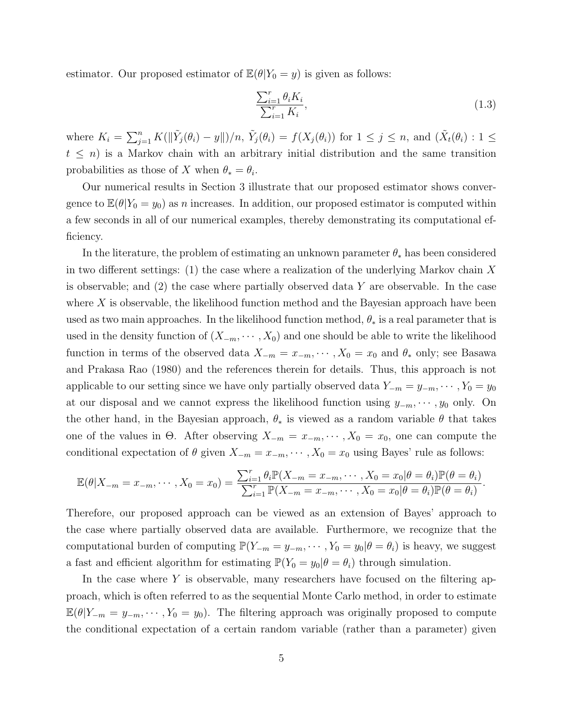estimator. Our proposed estimator of $\mathbb{E}(\theta|Y_0 = y)$ is given as follows:

$$\frac{\sum_{i=1}^{r} \theta_i K_i}{\sum_{i=1}^{r} K_i}, \tag{1.3}$$

where $K_i = \sum_{j=1}^{n} K(\|\tilde{Y}_j(\theta_i) - y\|)/n$, $\tilde{Y}_j(\theta_i) = f(X_j(\theta_i))$ for $1 \le j \le n$, and $(\tilde{X}_t(\theta_i) : 1 \le t \le n)$ is a Markov chain with an arbitrary initial distribution and the same transition probabilities as those of $X$ when $\theta_* = \theta_i$.

Our numerical results in Section 3 illustrate that our proposed estimator shows convergence to $\mathbb{E}(\theta|Y_0 = y_0)$ as $n$ increases. In addition, our proposed estimator is computed within a few seconds in all of our numerical examples, thereby demonstrating its computational efficiency.

In the literature, the problem of estimating an unknown parameter $\theta_*$ has been considered in two different settings: (1) the case where a realization of the underlying Markov chain $X$ is observable; and (2) the case where partially observed data $Y$ are observable. In the case where $X$ is observable, the likelihood function method and the Bayesian approach have been used as two main approaches. In the likelihood function method, $\theta_*$ is a real parameter that is used in the density function of $(X_{-m}, \cdots, X_0)$ and one should be able to write the likelihood function in terms of the observed data $X_{-m} = x_{-m}, \cdots, X_0 = x_0$ and $\theta_*$ only; see Basawa and Prakasa Rao (1980) and the references therein for details. Thus, this approach is not applicable to our setting since we have only partially observed data $Y_{-m} = y_{-m}, \cdots, Y_0 = y_0$ at our disposal and we cannot express the likelihood function using $y_{-m}, \cdots, y_0$ only. On the other hand, in the Bayesian approach, $\theta_*$ is viewed as a random variable $\theta$ that takes one of the values in $\Theta$. After observing $X_{-m} = x_{-m}, \cdots, X_0 = x_0$, one can compute the conditional expectation of $\theta$ given $X_{-m} = x_{-m}, \cdots, X_0 = x_0$ using Bayes' rule as follows:

$$\mathbb{E}(\theta|X_{-m} = x_{-m}, \cdots, X_0 = x_0) = \frac{\sum_{i=1}^{r} \theta_i \mathbb{P}(X_{-m} = x_{-m}, \cdots, X_0 = x_0|\theta = \theta_i)\mathbb{P}(\theta = \theta_i)}{\sum_{i=1}^{r} \mathbb{P}(X_{-m} = x_{-m}, \cdots, X_0 = x_0|\theta = \theta_i)\mathbb{P}(\theta = \theta_i)}.$$

Therefore, our proposed approach can be viewed as an extension of Bayes' approach to the case where partially observed data are available. Furthermore, we recognize that the computational burden of computing $\mathbb{P}(Y_{-m} = y_{-m}, \cdots, Y_0 = y_0|\theta = \theta_i)$ is heavy, we suggest a fast and efficient algorithm for estimating $\mathbb{P}(Y_0 = y_0|\theta = \theta_i)$ through simulation.

In the case where $Y$ is observable, many researchers have focused on the filtering approach, which is often referred to as the sequential Monte Carlo method, in order to estimate $\mathbb{E}(\theta|Y_{-m} = y_{-m}, \cdots, Y_0 = y_0)$. The filtering approach was originally proposed to compute the conditional expectation of a certain random variable (rather than a parameter) given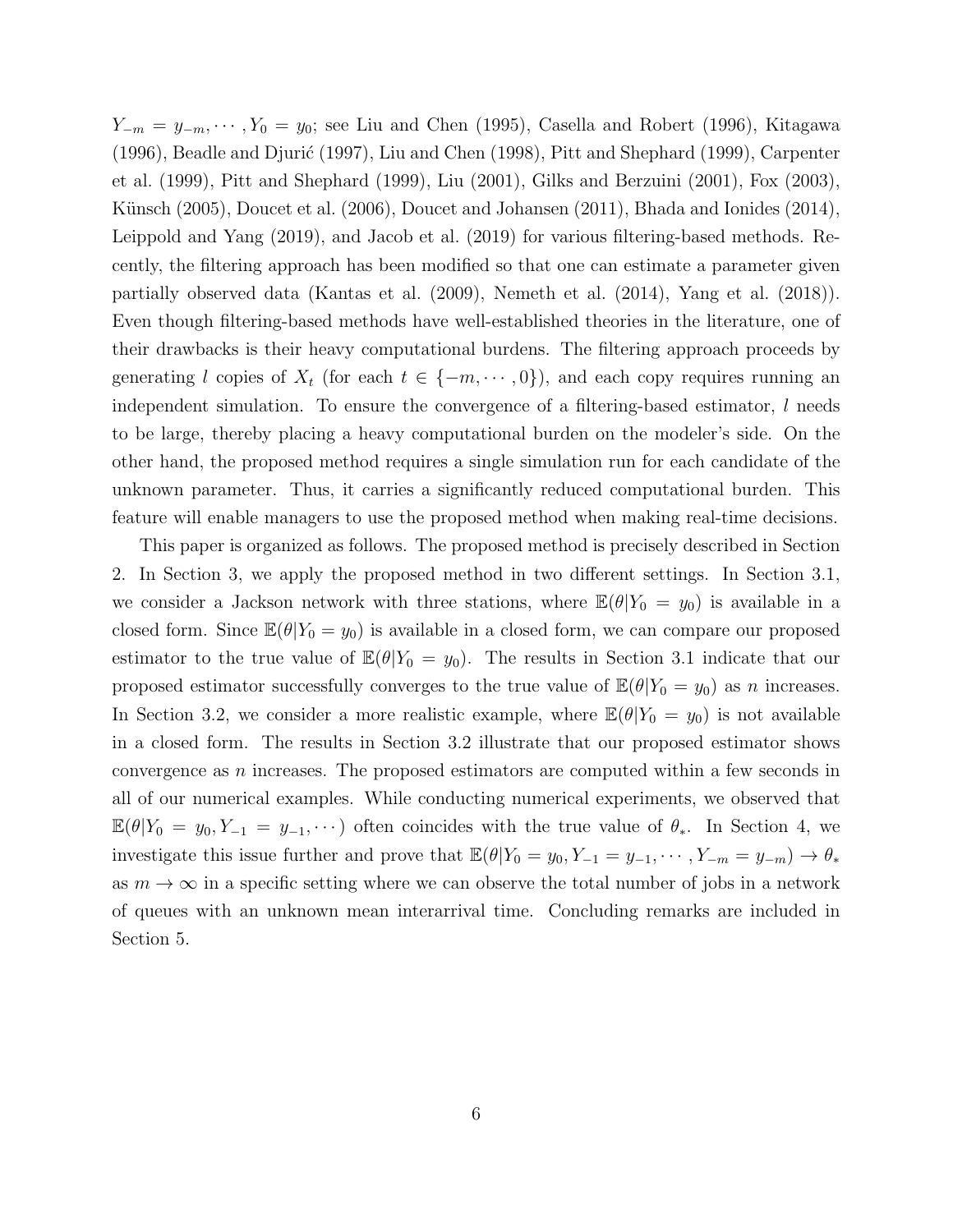$Y_{-m} = y_{-m}, \cdots, Y_0 = y_0$; see Liu and Chen (1995), Casella and Robert (1996), Kitagawa (1996), Beadle and Djurić (1997), Liu and Chen (1998), Pitt and Shephard (1999), Carpenter et al. (1999), Pitt and Shephard (1999), Liu (2001), Gilks and Berzuini (2001), Fox (2003), Künsch (2005), Doucet et al. (2006), Doucet and Johansen (2011), Bhada and Ionides (2014), Leippold and Yang (2019), and Jacob et al. (2019) for various filtering-based methods. Recently, the filtering approach has been modified so that one can estimate a parameter given partially observed data (Kantas et al. (2009), Nemeth et al. (2014), Yang et al. (2018)). Even though filtering-based methods have well-established theories in the literature, one of their drawbacks is their heavy computational burdens. The filtering approach proceeds by generating $l$ copies of $X_t$ (for each $t \in \{-m, \cdots, 0\}$), and each copy requires running an independent simulation. To ensure the convergence of a filtering-based estimator, $l$ needs to be large, thereby placing a heavy computational burden on the modeler's side. On the other hand, the proposed method requires a single simulation run for each candidate of the unknown parameter. Thus, it carries a significantly reduced computational burden. This feature will enable managers to use the proposed method when making real-time decisions.

This paper is organized as follows. The proposed method is precisely described in Section 2. In Section 3, we apply the proposed method in two different settings. In Section 3.1, we consider a Jackson network with three stations, where $\mathbb{E}(\theta|Y_0 = y_0)$ is available in a closed form. Since $\mathbb{E}(\theta|Y_0 = y_0)$ is available in a closed form, we can compare our proposed estimator to the true value of $\mathbb{E}(\theta|Y_0 = y_0)$. The results in Section 3.1 indicate that our proposed estimator successfully converges to the true value of $\mathbb{E}(\theta|Y_0 = y_0)$ as $n$ increases. In Section 3.2, we consider a more realistic example, where $\mathbb{E}(\theta|Y_0 = y_0)$ is not available in a closed form. The results in Section 3.2 illustrate that our proposed estimator shows convergence as $n$ increases. The proposed estimators are computed within a few seconds in all of our numerical examples. While conducting numerical experiments, we observed that $\mathbb{E}(\theta|Y_0 = y_0, Y_{-1} = y_{-1}, \cdots)$ often coincides with the true value of $\theta_*$. In Section 4, we investigate this issue further and prove that $\mathbb{E}(\theta|Y_0 = y_0, Y_{-1} = y_{-1}, \cdots, Y_{-m} = y_{-m}) \to \theta_*$ as $m \to \infty$ in a specific setting where we can observe the total number of jobs in a network of queues with an unknown mean interarrival time. Concluding remarks are included in Section 5.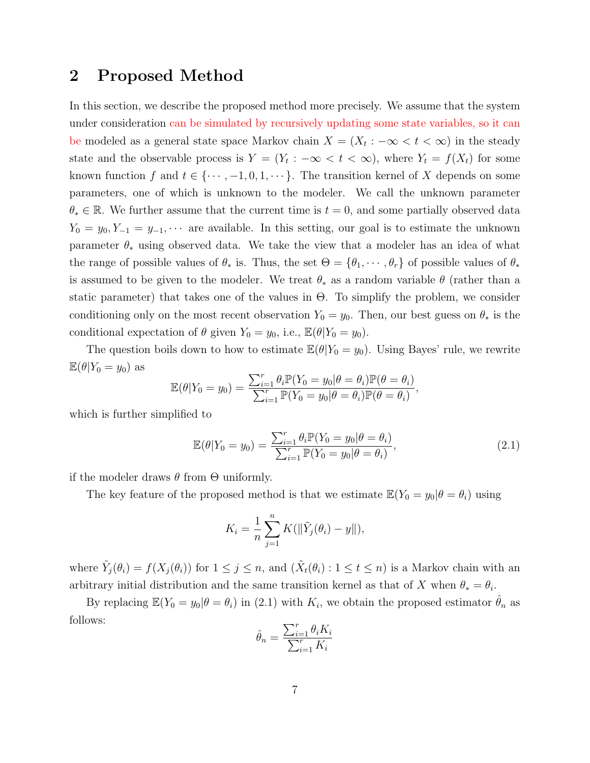## 2 Proposed Method

In this section, we describe the proposed method more precisely. We assume that the system under consideration can be simulated by recursively updating some state variables, so it can be modeled as a general state space Markov chain $X = (X_t : -\infty < t < \infty)$ in the steady state and the observable process is $Y = (Y_t : -\infty < t < \infty)$, where $Y_t = f(X_t)$ for some known function $f$ and $t \in \{\cdots, -1, 0, 1, \cdots\}$. The transition kernel of $X$ depends on some parameters, one of which is unknown to the modeler. We call the unknown parameter $\theta_* \in \mathbb{R}$. We further assume that the current time is $t = 0$, and some partially observed data $Y_0 = y_0, Y_{-1} = y_{-1}, \cdots$ are available. In this setting, our goal is to estimate the unknown parameter $\theta_*$ using observed data. We take the view that a modeler has an idea of what the range of possible values of $\theta_*$ is. Thus, the set $\Theta = \{\theta_1, \cdots, \theta_r\}$ of possible values of $\theta_*$ is assumed to be given to the modeler. We treat $\theta_*$ as a random variable $\theta$ (rather than a static parameter) that takes one of the values in $\Theta$. To simplify the problem, we consider conditioning only on the most recent observation $Y_0 = y_0$. Then, our best guess on $\theta_*$ is the conditional expectation of $\theta$ given $Y_0 = y_0$, i.e., $\mathbb{E}(\theta | Y_0 = y_0)$.

The question boils down to how to estimate $\mathbb{E}(\theta | Y_0 = y_0)$. Using Bayes' rule, we rewrite $\mathbb{E}(\theta | Y_0 = y_0)$ as

$$\mathbb{E}(\theta | Y_0 = y_0) = \frac{\sum_{i=1}^{r} \theta_i \mathbb{P}(Y_0 = y_0 | \theta = \theta_i) \mathbb{P}(\theta = \theta_i)}{\sum_{i=1}^{r} \mathbb{P}(Y_0 = y_0 | \theta = \theta_i) \mathbb{P}(\theta = \theta_i)},$$

which is further simplified to

$$\mathbb{E}(\theta | Y_0 = y_0) = \frac{\sum_{i=1}^{r} \theta_i \mathbb{P}(Y_0 = y_0 | \theta = \theta_i)}{\sum_{i=1}^{r} \mathbb{P}(Y_0 = y_0 | \theta = \theta_i)}, \tag{2.1}$$

if the modeler draws $\theta$ from $\Theta$ uniformly.

The key feature of the proposed method is that we estimate $\mathbb{E}(Y_0 = y_0 | \theta = \theta_i)$ using

$$K_i = \frac{1}{n} \sum_{j=1}^{n} K(\|\tilde{Y}_j(\theta_i) - y\|),$$

where $\tilde{Y}_j(\theta_i) = f(X_j(\theta_i))$ for $1 \le j \le n$, and $(\tilde{X}_t(\theta_i) : 1 \le t \le n)$ is a Markov chain with an arbitrary initial distribution and the same transition kernel as that of $X$ when $\theta_* = \theta_i$.

By replacing $\mathbb{E}(Y_0 = y_0 | \theta = \theta_i)$ in (2.1) with $K_i$, we obtain the proposed estimator $\hat{\theta}_n$ as follows:

$$\hat{\theta}_n = \frac{\sum_{i=1}^{r} \theta_i K_i}{\sum_{i=1}^{r} K_i}$$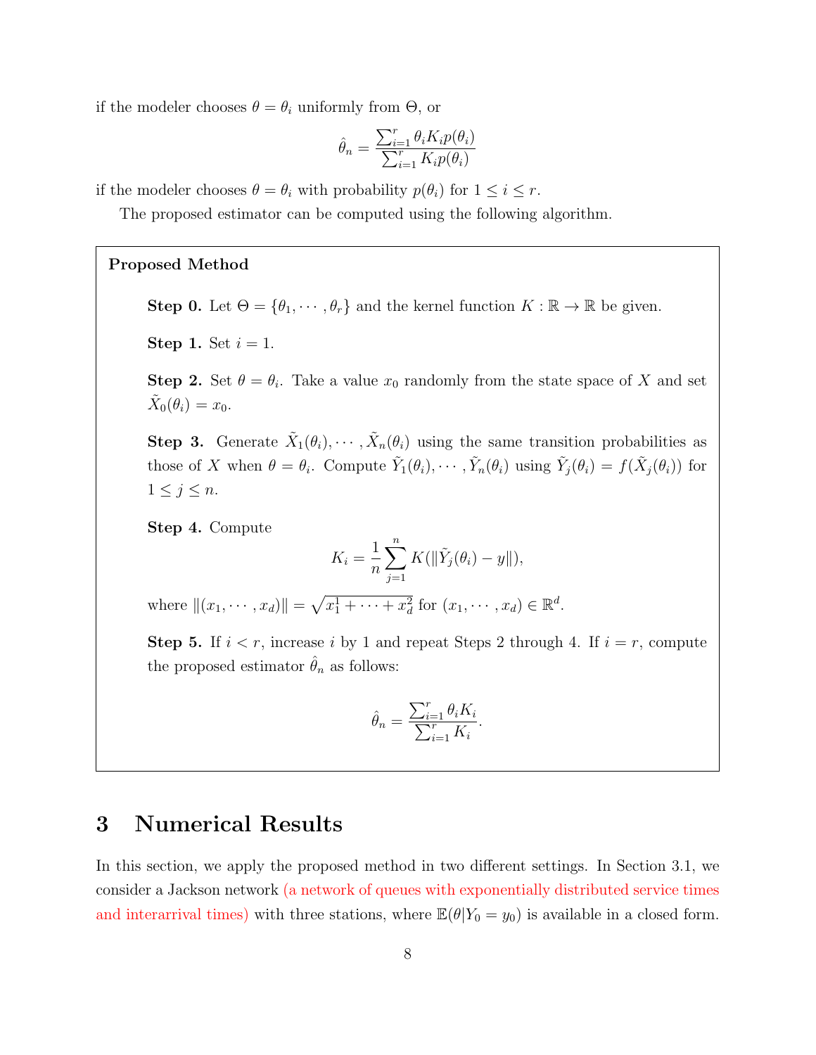if the modeler chooses $\theta = \theta_i$ uniformly from $\Theta$, or

$$\hat{\theta}_n = \frac{\sum_{i=1}^r \theta_i K_i p(\theta_i)}{\sum_{i=1}^r K_i p(\theta_i)}$$

if the modeler chooses $\theta = \theta_i$ with probability $p(\theta_i)$ for $1 \leq i \leq r$.

The proposed estimator can be computed using the following algorithm.

**Proposed Method**

**Step 0.** Let $\Theta = \{\theta_1, \cdots, \theta_r\}$ and the kernel function $K : \mathbb{R} \to \mathbb{R}$ be given.

**Step 1.** Set $i = 1$.

**Step 2.** Set $\theta = \theta_i$. Take a value $x_0$ randomly from the state space of $X$ and set $\tilde{X}_0(\theta_i) = x_0$.

**Step 3.** Generate $\tilde{X}_1(\theta_i), \cdots, \tilde{X}_n(\theta_i)$ using the same transition probabilities as those of $X$ when $\theta = \theta_i$. Compute $\tilde{Y}_1(\theta_i), \cdots, \tilde{Y}_n(\theta_i)$ using $\tilde{Y}_j(\theta_i) = f(\tilde{X}_j(\theta_i))$ for $1 \leq j \leq n$.

**Step 4.** Compute

$$K_i = \frac{1}{n} \sum_{j=1}^n K(\|\tilde{Y}_j(\theta_i) - y\|),$$

where $\|(x_1, \cdots, x_d)\| = \sqrt{x_1^1 + \cdots + x_d^2}$ for $(x_1, \cdots, x_d) \in \mathbb{R}^d$.

**Step 5.** If $i < r$, increase $i$ by 1 and repeat Steps 2 through 4. If $i = r$, compute the proposed estimator $\hat{\theta}_n$ as follows:

$$\hat{\theta}_n = \frac{\sum_{i=1}^r \theta_i K_i}{\sum_{i=1}^r K_i}.$$

# 3 Numerical Results

In this section, we apply the proposed method in two different settings. In Section 3.1, we consider a Jackson network (a network of queues with exponentially distributed service times and interarrival times) with three stations, where $\mathbb{E}(\theta | Y_0 = y_0)$ is available in a closed form.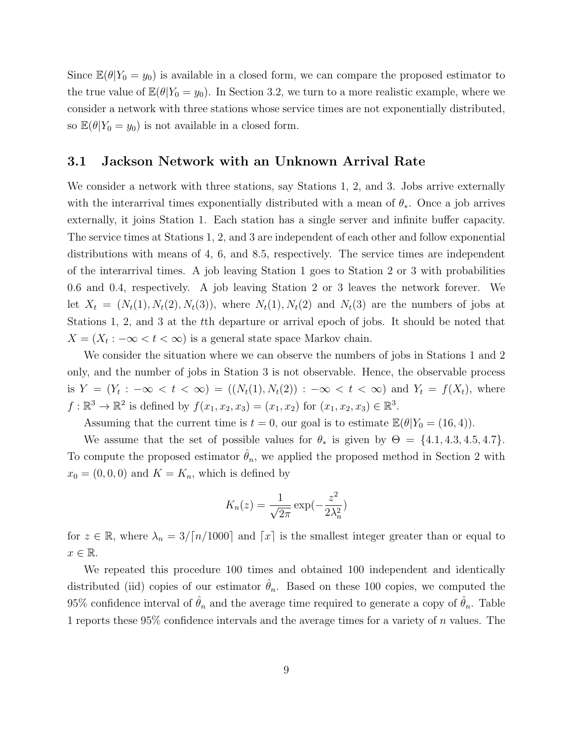Since $\mathbb{E}(\theta|Y_0 = y_0)$ is available in a closed form, we can compare the proposed estimator to the true value of $\mathbb{E}(\theta|Y_0 = y_0)$. In Section 3.2, we turn to a more realistic example, where we consider a network with three stations whose service times are not exponentially distributed, so $\mathbb{E}(\theta|Y_0 = y_0)$ is not available in a closed form.

### 3.1 Jackson Network with an Unknown Arrival Rate

We consider a network with three stations, say Stations 1, 2, and 3. Jobs arrive externally with the interarrival times exponentially distributed with a mean of $\theta_*$. Once a job arrives externally, it joins Station 1. Each station has a single server and infinite buffer capacity. The service times at Stations 1, 2, and 3 are independent of each other and follow exponential distributions with means of 4, 6, and 8.5, respectively. The service times are independent of the interarrival times. A job leaving Station 1 goes to Station 2 or 3 with probabilities 0.6 and 0.4, respectively. A job leaving Station 2 or 3 leaves the network forever. We let $X_t = (N_t(1), N_t(2), N_t(3))$, where $N_t(1), N_t(2)$ and $N_t(3)$ are the numbers of jobs at Stations 1, 2, and 3 at the $t$th departure or arrival epoch of jobs. It should be noted that $X = (X_t : -\infty < t < \infty)$ is a general state space Markov chain.

We consider the situation where we can observe the numbers of jobs in Stations 1 and 2 only, and the number of jobs in Station 3 is not observable. Hence, the observable process is $Y = (Y_t : -\infty < t < \infty) = ((N_t(1), N_t(2)) : -\infty < t < \infty)$ and $Y_t = f(X_t)$, where $f : \mathbb{R}^3 \to \mathbb{R}^2$ is defined by $f(x_1, x_2, x_3) = (x_1, x_2)$ for $(x_1, x_2, x_3) \in \mathbb{R}^3$.

Assuming that the current time is $t = 0$, our goal is to estimate $\mathbb{E}(\theta|Y_0 = (16, 4))$.

We assume that the set of possible values for $\theta_*$ is given by $\Theta = \{4.1, 4.3, 4.5, 4.7\}$. To compute the proposed estimator $\hat{\theta}_n$, we applied the proposed method in Section 2 with $x_0 = (0, 0, 0)$ and $K = K_n$, which is defined by

$$K_n(z) = \frac{1}{\sqrt{2\pi}} \exp(-\frac{z^2}{2\lambda_n^2})$$

for $z \in \mathbb{R}$, where $\lambda_n = 3/\lceil n/1000 \rceil$ and $\lceil x \rceil$ is the smallest integer greater than or equal to $x \in \mathbb{R}$.

We repeated this procedure 100 times and obtained 100 independent and identically distributed (iid) copies of our estimator $\hat{\theta}_n$. Based on these 100 copies, we computed the 95% confidence interval of $\hat{\theta}_n$ and the average time required to generate a copy of $\hat{\theta}_n$. Table 1 reports these 95% confidence intervals and the average times for a variety of $n$ values. The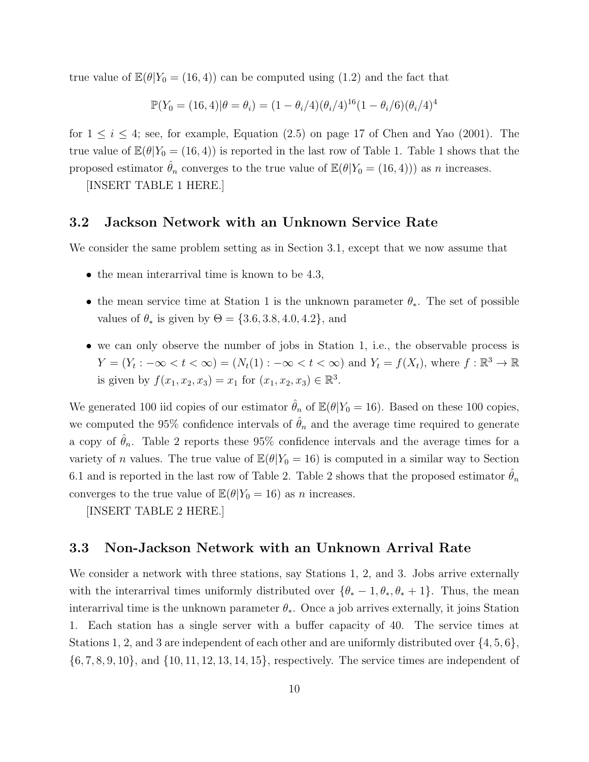true value of $\mathbb{E}(\theta|Y_0 = (16, 4))$ can be computed using (1.2) and the fact that

$$\mathbb{P}(Y_0 = (16, 4)|\theta = \theta_i) = (1 - \theta_i/4)(\theta_i/4)^{16}(1 - \theta_i/6)(\theta_i/4)^4$$

for $1 \leq i \leq 4$; see, for example, Equation (2.5) on page 17 of Chen and Yao (2001). The true value of $\mathbb{E}(\theta|Y_0 = (16, 4))$ is reported in the last row of Table 1. Table 1 shows that the proposed estimator $\hat{\theta}_n$ converges to the true value of $\mathbb{E}(\theta|Y_0 = (16, 4)))$ as $n$ increases.

[INSERT TABLE 1 HERE.]

### 3.2 Jackson Network with an Unknown Service Rate

We consider the same problem setting as in Section 3.1, except that we now assume that

- the mean interarrival time is known to be 4.3,
- the mean service time at Station 1 is the unknown parameter $\theta_*$. The set of possible values of $\theta_*$ is given by $\Theta = \{3.6, 3.8, 4.0, 4.2\}$, and
- we can only observe the number of jobs in Station 1, i.e., the observable process is $Y = (Y_t : -\infty < t < \infty) = (N_t(1) : -\infty < t < \infty)$ and $Y_t = f(X_t)$, where $f : \mathbb{R}^3 \to \mathbb{R}$ is given by $f(x_1, x_2, x_3) = x_1$ for $(x_1, x_2, x_3) \in \mathbb{R}^3$.

We generated 100 iid copies of our estimator $\hat{\theta}_n$ of $\mathbb{E}(\theta|Y_0 = 16)$. Based on these 100 copies, we computed the 95% confidence intervals of $\hat{\theta}_n$ and the average time required to generate a copy of $\hat{\theta}_n$. Table 2 reports these 95% confidence intervals and the average times for a variety of $n$ values. The true value of $\mathbb{E}(\theta|Y_0 = 16)$ is computed in a similar way to Section 6.1 and is reported in the last row of Table 2. Table 2 shows that the proposed estimator $\hat{\theta}_n$ converges to the true value of $\mathbb{E}(\theta|Y_0 = 16)$ as $n$ increases.

[INSERT TABLE 2 HERE.]

### 3.3 Non-Jackson Network with an Unknown Arrival Rate

We consider a network with three stations, say Stations 1, 2, and 3. Jobs arrive externally with the interarrival times uniformly distributed over $\{\theta_* - 1, \theta_*, \theta_* + 1\}$. Thus, the mean interarrival time is the unknown parameter $\theta_*$. Once a job arrives externally, it joins Station 1. Each station has a single server with a buffer capacity of 40. The service times at Stations 1, 2, and 3 are independent of each other and are uniformly distributed over $\{4, 5, 6\}$, $\{6, 7, 8, 9, 10\}$, and $\{10, 11, 12, 13, 14, 15\}$, respectively. The service times are independent of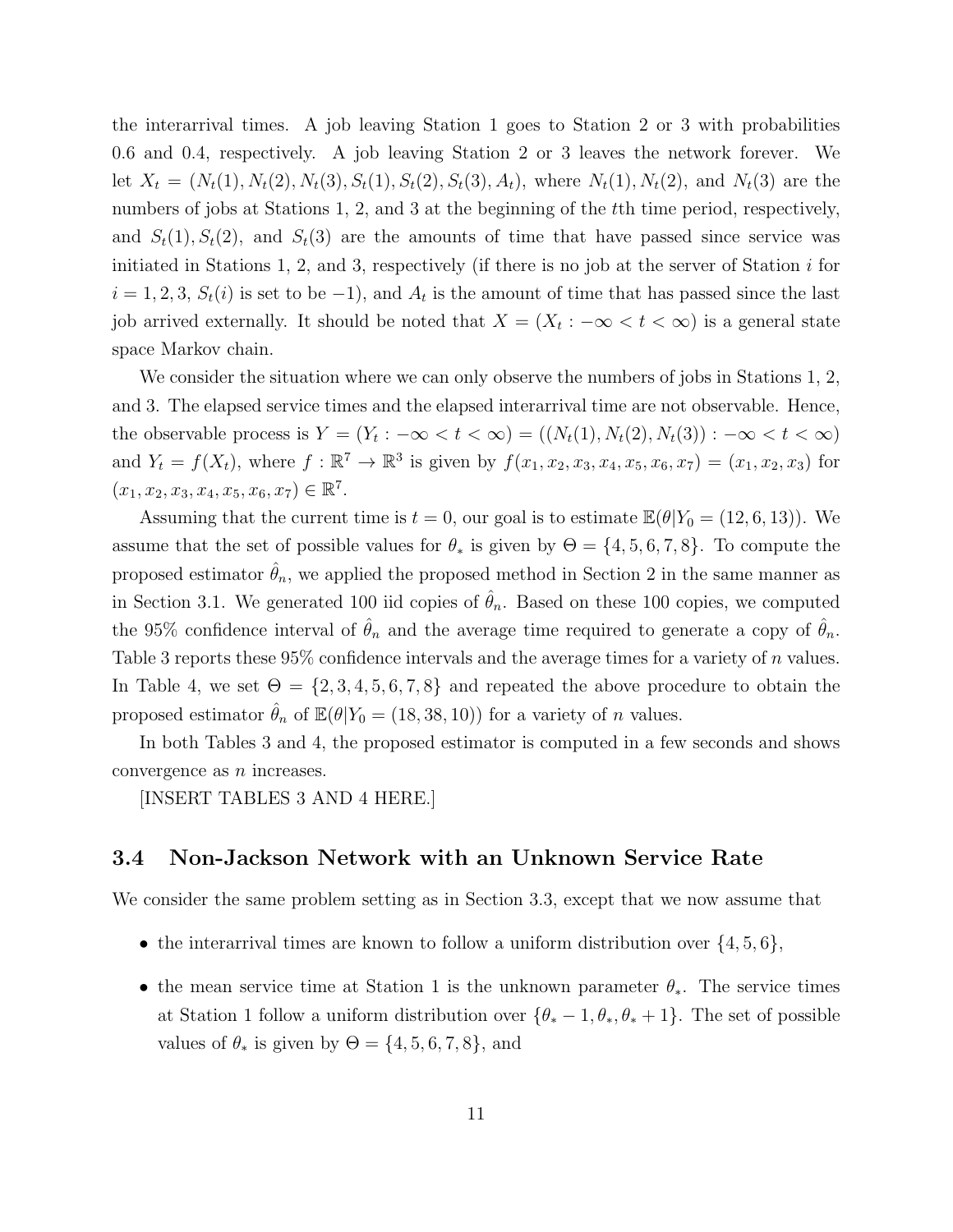the interarrival times. A job leaving Station 1 goes to Station 2 or 3 with probabilities 0.6 and 0.4, respectively. A job leaving Station 2 or 3 leaves the network forever. We let $X_t = (N_t(1), N_t(2), N_t(3), S_t(1), S_t(2), S_t(3), A_t)$, where $N_t(1), N_t(2)$, and $N_t(3)$ are the numbers of jobs at Stations 1, 2, and 3 at the beginning of the $t$th time period, respectively, and $S_t(1), S_t(2)$, and $S_t(3)$ are the amounts of time that have passed since service was initiated in Stations 1, 2, and 3, respectively (if there is no job at the server of Station $i$ for $i = 1, 2, 3$, $S_t(i)$ is set to be $-1$), and $A_t$ is the amount of time that has passed since the last job arrived externally. It should be noted that $X = (X_t : -\infty < t < \infty)$ is a general state space Markov chain.

We consider the situation where we can only observe the numbers of jobs in Stations 1, 2, and 3. The elapsed service times and the elapsed interarrival time are not observable. Hence, the observable process is $Y = (Y_t : -\infty < t < \infty) = ((N_t(1), N_t(2), N_t(3)) : -\infty < t < \infty)$ and $Y_t = f(X_t)$, where $f : \mathbb{R}^7 \to \mathbb{R}^3$ is given by $f(x_1, x_2, x_3, x_4, x_5, x_6, x_7) = (x_1, x_2, x_3)$ for $(x_1, x_2, x_3, x_4, x_5, x_6, x_7) \in \mathbb{R}^7$.

Assuming that the current time is $t = 0$, our goal is to estimate $\mathbb{E}(\theta | Y_0 = (12, 6, 13))$. We assume that the set of possible values for $\theta_*$ is given by $\Theta = \{4, 5, 6, 7, 8\}$. To compute the proposed estimator $\hat{\theta}_n$, we applied the proposed method in Section 2 in the same manner as in Section 3.1. We generated 100 iid copies of $\hat{\theta}_n$. Based on these 100 copies, we computed the 95% confidence interval of $\hat{\theta}_n$ and the average time required to generate a copy of $\hat{\theta}_n$. Table 3 reports these 95% confidence intervals and the average times for a variety of $n$ values. In Table 4, we set $\Theta = \{2, 3, 4, 5, 6, 7, 8\}$ and repeated the above procedure to obtain the proposed estimator $\hat{\theta}_n$ of $\mathbb{E}(\theta | Y_0 = (18, 38, 10))$ for a variety of $n$ values.

In both Tables 3 and 4, the proposed estimator is computed in a few seconds and shows convergence as $n$ increases.

[INSERT TABLES 3 AND 4 HERE.]

### 3.4 Non-Jackson Network with an Unknown Service Rate

We consider the same problem setting as in Section 3.3, except that we now assume that

- the interarrival times are known to follow a uniform distribution over $\{4, 5, 6\}$,
- the mean service time at Station 1 is the unknown parameter $\theta_*$. The service times at Station 1 follow a uniform distribution over $\{\theta_* - 1, \theta_*, \theta_* + 1\}$. The set of possible values of $\theta_*$ is given by $\Theta = \{4, 5, 6, 7, 8\}$, and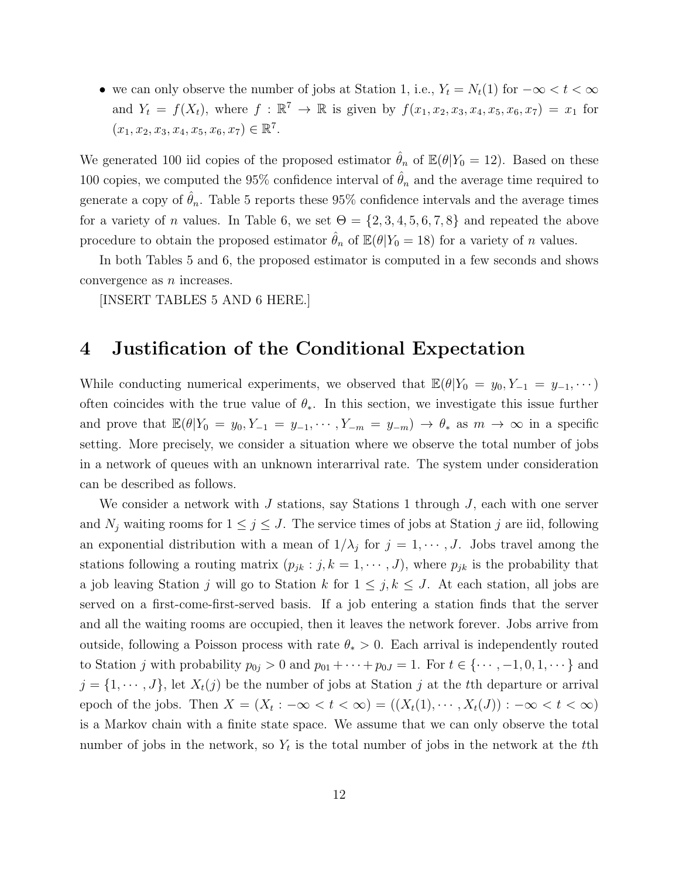- we can only observe the number of jobs at Station 1, i.e., $Y_t = N_t(1)$ for $-\infty < t < \infty$ and $Y_t = f(X_t)$, where $f : \mathbb{R}^7 \to \mathbb{R}$ is given by $f(x_1, x_2, x_3, x_4, x_5, x_6, x_7) = x_1$ for $(x_1, x_2, x_3, x_4, x_5, x_6, x_7) \in \mathbb{R}^7$.

We generated 100 iid copies of the proposed estimator $\hat{\theta}_n$ of $\mathbb{E}(\theta|Y_0 = 12)$. Based on these 100 copies, we computed the 95% confidence interval of $\hat{\theta}_n$ and the average time required to generate a copy of $\hat{\theta}_n$. Table 5 reports these 95% confidence intervals and the average times for a variety of $n$ values. In Table 6, we set $\Theta = \{2, 3, 4, 5, 6, 7, 8\}$ and repeated the above procedure to obtain the proposed estimator $\hat{\theta}_n$ of $\mathbb{E}(\theta|Y_0 = 18)$ for a variety of $n$ values.

In both Tables 5 and 6, the proposed estimator is computed in a few seconds and shows convergence as $n$ increases.

[INSERT TABLES 5 AND 6 HERE.]

# 4 Justification of the Conditional Expectation

While conducting numerical experiments, we observed that $\mathbb{E}(\theta|Y_0 = y_0, Y_{-1} = y_{-1}, \cdots)$ often coincides with the true value of $\theta_*$. In this section, we investigate this issue further and prove that $\mathbb{E}(\theta|Y_0 = y_0, Y_{-1} = y_{-1}, \cdots, Y_{-m} = y_{-m}) \to \theta_*$ as $m \to \infty$ in a specific setting. More precisely, we consider a situation where we observe the total number of jobs in a network of queues with an unknown interarrival rate. The system under consideration can be described as follows.

We consider a network with $J$ stations, say Stations 1 through $J$, each with one server and $N_j$ waiting rooms for $1 \leq j \leq J$. The service times of jobs at Station $j$ are iid, following an exponential distribution with a mean of $1/\lambda_j$ for $j = 1, \cdots, J$. Jobs travel among the stations following a routing matrix $(p_{jk} : j, k = 1, \cdots, J)$, where $p_{jk}$ is the probability that a job leaving Station $j$ will go to Station $k$ for $1 \leq j, k \leq J$. At each station, all jobs are served on a first-come-first-served basis. If a job entering a station finds that the server and all the waiting rooms are occupied, then it leaves the network forever. Jobs arrive from outside, following a Poisson process with rate $\theta_* > 0$. Each arrival is independently routed to Station $j$ with probability $p_{0j} > 0$ and $p_{01} + \cdots + p_{0J} = 1$. For $t \in \{\cdots, -1, 0, 1, \cdots\}$ and $j = \{1, \cdots, J\}$, let $X_t(j)$ be the number of jobs at Station $j$ at the $t$th departure or arrival epoch of the jobs. Then $X = (X_t : -\infty < t < \infty) = ((X_t(1), \cdots, X_t(J)) : -\infty < t < \infty)$ is a Markov chain with a finite state space. We assume that we can only observe the total number of jobs in the network, so $Y_t$ is the total number of jobs in the network at the $t$th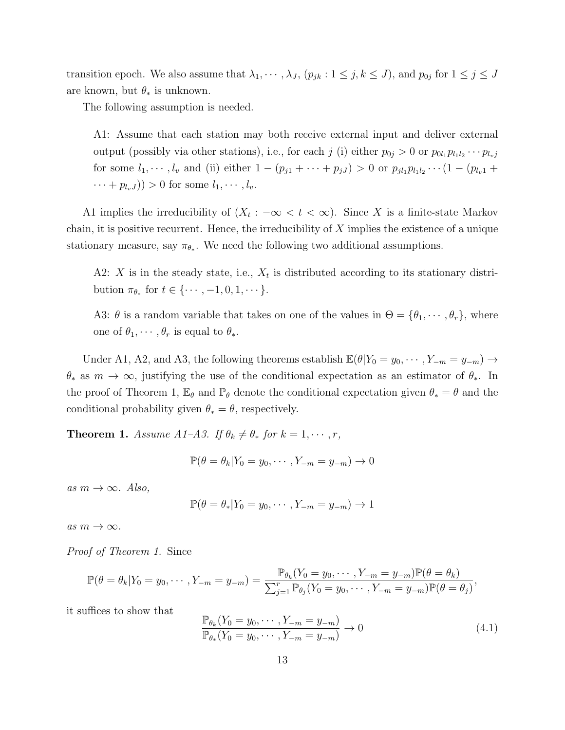transition epoch. We also assume that $\lambda_1, \cdots, \lambda_J$, $(p_{jk} : 1 \le j, k \le J)$, and $p_{0j}$ for $1 \le j \le J$ are known, but $\theta_*$ is unknown.

The following assumption is needed.

> A1: Assume that each station may both receive external input and deliver external output (possibly via other stations), i.e., for each $j$ (i) either $p_{0j} > 0$ or $p_{0l_1}p_{l_1l_2} \cdots p_{l_vj}$ for some $l_1, \cdots, l_v$ and (ii) either $1 - (p_{j1} + \cdots + p_{jJ}) > 0$ or $p_{jl_1}p_{l_1l_2} \cdots (1 - (p_{l_v1} + \cdots + p_{l_vJ})) > 0$ for some $l_1, \cdots, l_v$.

A1 implies the irreducibility of $(X_t : -\infty < t < \infty)$. Since $X$ is a finite-state Markov chain, it is positive recurrent. Hence, the irreducibility of $X$ implies the existence of a unique stationary measure, say $\pi_{\theta_*}$. We need the following two additional assumptions.

> A2: $X$ is in the steady state, i.e., $X_t$ is distributed according to its stationary distribution $\pi_{\theta_*}$ for $t \in \{\cdots, -1, 0, 1, \cdots\}$.

> A3: $\theta$ is a random variable that takes on one of the values in $\Theta = \{\theta_1, \cdots, \theta_r\}$, where one of $\theta_1, \cdots, \theta_r$ is equal to $\theta_*$.

Under A1, A2, and A3, the following theorems establish $\mathbb{E}(\theta | Y_0 = y_0, \cdots, Y_{-m} = y_{-m}) \to \theta_*$ as $m \to \infty$, justifying the use of the conditional expectation as an estimator of $\theta_*$. In the proof of Theorem 1, $\mathbb{E}_\theta$ and $\mathbb{P}_\theta$ denote the conditional expectation given $\theta_* = \theta$ and the conditional probability given $\theta_* = \theta$, respectively.

**Theorem 1.** *Assume A1–A3. If $\theta_k \neq \theta_*$ for $k = 1, \cdots, r$,*

$$\mathbb{P}(\theta = \theta_k | Y_0 = y_0, \cdots, Y_{-m} = y_{-m}) \to 0$$

*as $m \to \infty$. Also,*

$$\mathbb{P}(\theta = \theta_* | Y_0 = y_0, \cdots, Y_{-m} = y_{-m}) \to 1$$

*as $m \to \infty$.*

*Proof of Theorem 1.* Since

$$\mathbb{P}(\theta = \theta_k | Y_0 = y_0, \cdots, Y_{-m} = y_{-m}) = \frac{\mathbb{P}_{\theta_k}(Y_0 = y_0, \cdots, Y_{-m} = y_{-m})\mathbb{P}(\theta = \theta_k)}{\sum_{j=1}^r \mathbb{P}_{\theta_j}(Y_0 = y_0, \cdots, Y_{-m} = y_{-m})\mathbb{P}(\theta = \theta_j)},$$

it suffices to show that

$$\frac{\mathbb{P}_{\theta_k}(Y_0 = y_0, \cdots, Y_{-m} = y_{-m})}{\mathbb{P}_{\theta_*}(Y_0 = y_0, \cdots, Y_{-m} = y_{-m})} \to 0 \tag{4.1}$$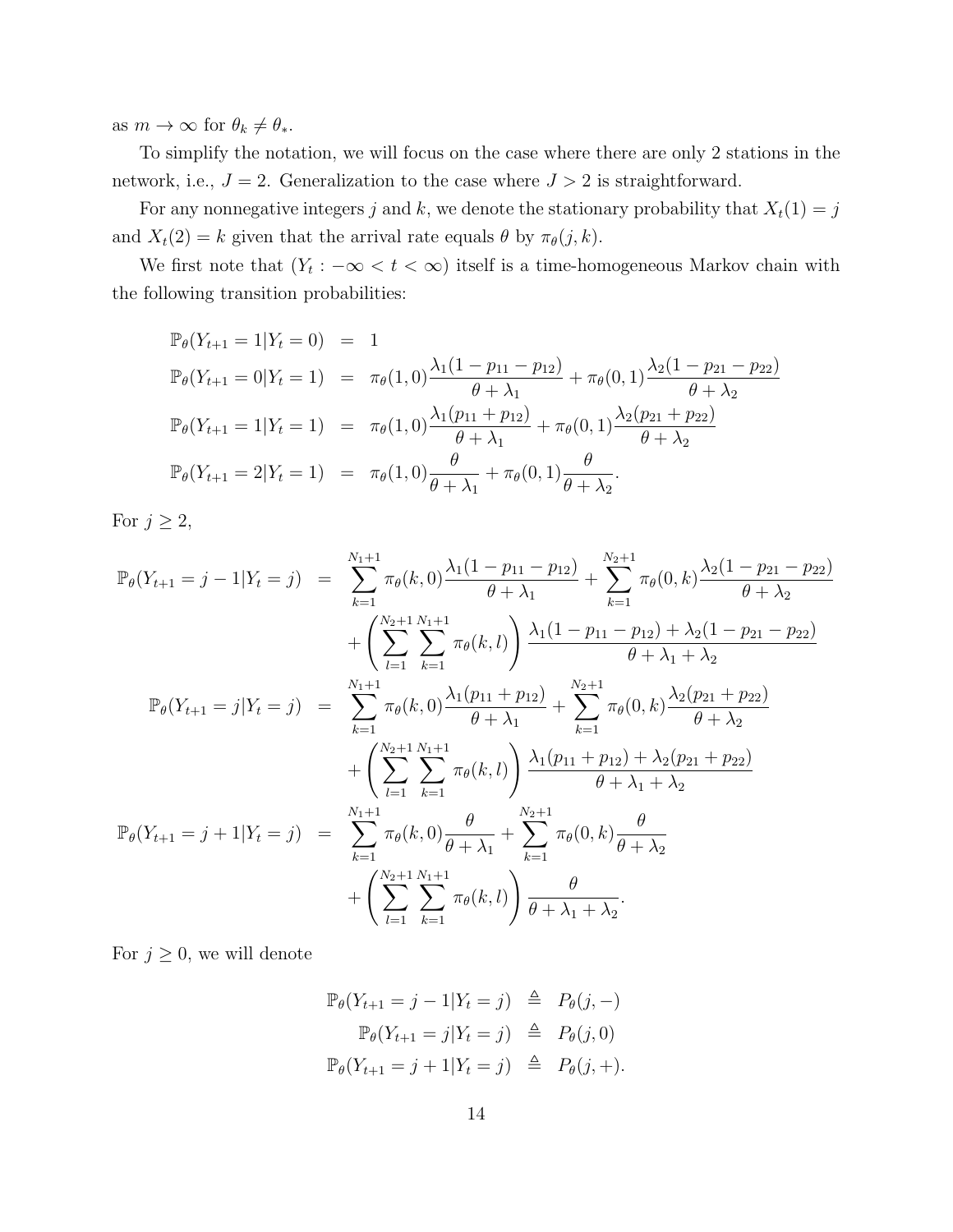as $m \to \infty$ for $\theta_k \neq \theta_*$.

To simplify the notation, we will focus on the case where there are only 2 stations in the network, i.e., $J = 2$. Generalization to the case where $J > 2$ is straightforward.

For any nonnegative integers $j$ and $k$, we denote the stationary probability that $X_t(1) = j$ and $X_t(2) = k$ given that the arrival rate equals $\theta$ by $\pi_\theta(j,k)$.

We first note that $(Y_t : -\infty < t < \infty)$ itself is a time-homogeneous Markov chain with the following transition probabilities:

$$
\begin{aligned}
\mathbb{P}_\theta(Y_{t+1} = 1 | Y_t = 0) &= 1 \\
\mathbb{P}_\theta(Y_{t+1} = 0 | Y_t = 1) &= \pi_\theta(1,0)\frac{\lambda_1(1-p_{11}-p_{12})}{\theta+\lambda_1} + \pi_\theta(0,1)\frac{\lambda_2(1-p_{21}-p_{22})}{\theta+\lambda_2} \\
\mathbb{P}_\theta(Y_{t+1} = 1 | Y_t = 1) &= \pi_\theta(1,0)\frac{\lambda_1(p_{11}+p_{12})}{\theta+\lambda_1} + \pi_\theta(0,1)\frac{\lambda_2(p_{21}+p_{22})}{\theta+\lambda_2} \\
\mathbb{P}_\theta(Y_{t+1} = 2 | Y_t = 1) &= \pi_\theta(1,0)\frac{\theta}{\theta+\lambda_1} + \pi_\theta(0,1)\frac{\theta}{\theta+\lambda_2}.
\end{aligned}
$$

For $j \geq 2$,

$$
\begin{aligned}
\mathbb{P}_\theta(Y_{t+1} = j-1 | Y_t = j) &= \sum_{k=1}^{N_1+1} \pi_\theta(k,0)\frac{\lambda_1(1-p_{11}-p_{12})}{\theta+\lambda_1} + \sum_{k=1}^{N_2+1} \pi_\theta(0,k)\frac{\lambda_2(1-p_{21}-p_{22})}{\theta+\lambda_2} \\
&\quad + \left(\sum_{l=1}^{N_2+1}\sum_{k=1}^{N_1+1} \pi_\theta(k,l)\right)\frac{\lambda_1(1-p_{11}-p_{12}) + \lambda_2(1-p_{21}-p_{22})}{\theta+\lambda_1+\lambda_2} \\
\mathbb{P}_\theta(Y_{t+1} = j | Y_t = j) &= \sum_{k=1}^{N_1+1} \pi_\theta(k,0)\frac{\lambda_1(p_{11}+p_{12})}{\theta+\lambda_1} + \sum_{k=1}^{N_2+1} \pi_\theta(0,k)\frac{\lambda_2(p_{21}+p_{22})}{\theta+\lambda_2} \\
&\quad + \left(\sum_{l=1}^{N_2+1}\sum_{k=1}^{N_1+1} \pi_\theta(k,l)\right)\frac{\lambda_1(p_{11}+p_{12}) + \lambda_2(p_{21}+p_{22})}{\theta+\lambda_1+\lambda_2} \\
\mathbb{P}_\theta(Y_{t+1} = j+1 | Y_t = j) &= \sum_{k=1}^{N_1+1} \pi_\theta(k,0)\frac{\theta}{\theta+\lambda_1} + \sum_{k=1}^{N_2+1} \pi_\theta(0,k)\frac{\theta}{\theta+\lambda_2} \\
&\quad + \left(\sum_{l=1}^{N_2+1}\sum_{k=1}^{N_1+1} \pi_\theta(k,l)\right)\frac{\theta}{\theta+\lambda_1+\lambda_2}.
\end{aligned}
$$

For $j \geq 0$, we will denote

$$
\begin{aligned}
\mathbb{P}_\theta(Y_{t+1} = j-1 | Y_t = j) &\triangleq P_\theta(j,-) \\
\mathbb{P}_\theta(Y_{t+1} = j | Y_t = j) &\triangleq P_\theta(j,0) \\
\mathbb{P}_\theta(Y_{t+1} = j+1 | Y_t = j) &\triangleq P_\theta(j,+).
\end{aligned}
$$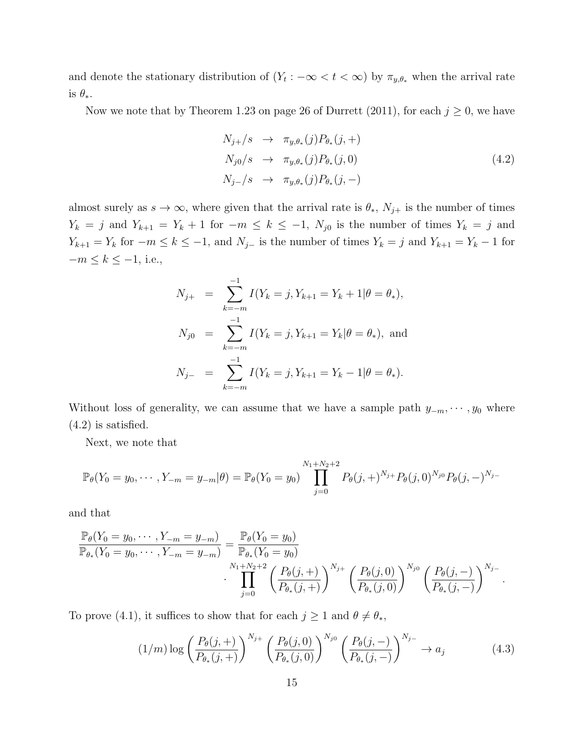and denote the stationary distribution of $(Y_t : -\infty < t < \infty)$ by $\pi_{y,\theta_*}$ when the arrival rate is $\theta_*$.

Now we note that by Theorem 1.23 on page 26 of Durrett (2011), for each $j \geq 0$, we have

$$
\begin{aligned}
N_{j+}/s &\rightarrow \pi_{y,\theta_*}(j)P_{\theta_*}(j,+) \\
N_{j0}/s &\rightarrow \pi_{y,\theta_*}(j)P_{\theta_*}(j,0) \\
N_{j-}/s &\rightarrow \pi_{y,\theta_*}(j)P_{\theta_*}(j,-)
\end{aligned}
\tag{4.2}
$$

almost surely as $s \to \infty$, where given that the arrival rate is $\theta_*$, $N_{j+}$ is the number of times $Y_k = j$ and $Y_{k+1} = Y_k + 1$ for $-m \leq k \leq -1$, $N_{j0}$ is the number of times $Y_k = j$ and $Y_{k+1} = Y_k$ for $-m \leq k \leq -1$, and $N_{j-}$ is the number of times $Y_k = j$ and $Y_{k+1} = Y_k - 1$ for $-m \leq k \leq -1$, i.e.,

$$
\begin{aligned}
N_{j+} &= \sum_{k=-m}^{-1} I(Y_k = j, Y_{k+1} = Y_k + 1 | \theta = \theta_*), \\
N_{j0} &= \sum_{k=-m}^{-1} I(Y_k = j, Y_{k+1} = Y_k | \theta = \theta_*), \text{ and} \\
N_{j-} &= \sum_{k=-m}^{-1} I(Y_k = j, Y_{k+1} = Y_k - 1 | \theta = \theta_*).
\end{aligned}
$$

Without loss of generality, we can assume that we have a sample path $y_{-m}, \cdots, y_0$ where (4.2) is satisfied.

Next, we note that

$$
\mathbb{P}_\theta(Y_0 = y_0, \cdots, Y_{-m} = y_{-m} | \theta) = \mathbb{P}_\theta(Y_0 = y_0) \prod_{j=0}^{N_1+N_2+2} P_\theta(j,+)^{N_{j+}} P_\theta(j,0)^{N_{j0}} P_\theta(j,-)^{N_{j-}}
$$

and that

$$
\frac{\mathbb{P}_\theta(Y_0 = y_0, \cdots, Y_{-m} = y_{-m})}{\mathbb{P}_{\theta_*}(Y_0 = y_0, \cdots, Y_{-m} = y_{-m})} = \frac{\mathbb{P}_\theta(Y_0 = y_0)}{\mathbb{P}_{\theta_*}(Y_0 = y_0)} \cdot \prod_{j=0}^{N_1+N_2+2} \left( \frac{P_\theta(j,+)}{P_{\theta_*}(j,+)} \right)^{N_{j+}} \left( \frac{P_\theta(j,0)}{P_{\theta_*}(j,0)} \right)^{N_{j0}} \left( \frac{P_\theta(j,-)}{P_{\theta_*}(j,-)} \right)^{N_{j-}}.
$$

To prove (4.1), it suffices to show that for each $j \geq 1$ and $\theta \neq \theta_*$,

$$
(1/m) \log \left( \frac{P_\theta(j,+)}{P_{\theta_*}(j,+)} \right)^{N_{j+}} \left( \frac{P_\theta(j,0)}{P_{\theta_*}(j,0)} \right)^{N_{j0}} \left( \frac{P_\theta(j,-)}{P_{\theta_*}(j,-)} \right)^{N_{j-}} \rightarrow a_j \tag{4.3}
$$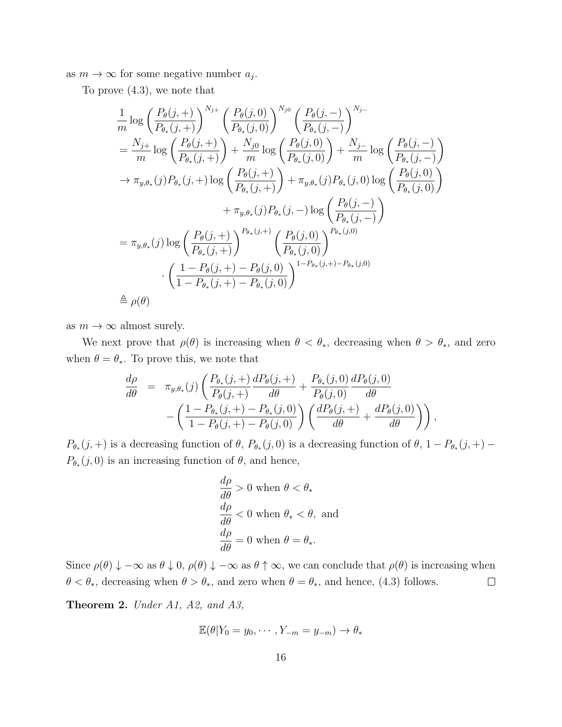as $m \to \infty$ for some negative number $a_j$.

To prove (4.3), we note that

$$
\begin{aligned}
&\frac{1}{m} \log \left( \frac{P_\theta(j,+)}{P_{\theta_*}(j,+)} \right)^{N_{j+}} \left( \frac{P_\theta(j,0)}{P_{\theta_*}(j,0)} \right)^{N_{j0}} \left( \frac{P_\theta(j,-)}{P_{\theta_*}(j,-)} \right)^{N_{j-}} \\
&= \frac{N_{j+}}{m} \log \left( \frac{P_\theta(j,+)}{P_{\theta_*}(j,+)} \right) + \frac{N_{j0}}{m} \log \left( \frac{P_\theta(j,0)}{P_{\theta_*}(j,0)} \right) + \frac{N_{j-}}{m} \log \left( \frac{P_\theta(j,-)}{P_{\theta_*}(j,-)} \right) \\
&\to \pi_{y,\theta_*}(j) P_{\theta_*}(j,+) \log \left( \frac{P_\theta(j,+)}{P_{\theta_*}(j,+)} \right) + \pi_{y,\theta_*}(j) P_{\theta_*}(j,0) \log \left( \frac{P_\theta(j,0)}{P_{\theta_*}(j,0)} \right) \\
&\qquad + \pi_{y,\theta_*}(j) P_{\theta_*}(j,-) \log \left( \frac{P_\theta(j,-)}{P_{\theta_*}(j,-)} \right) \\
&= \pi_{y,\theta_*}(j) \log \left( \frac{P_\theta(j,+)}{P_{\theta_*}(j,+)} \right)^{P_{\theta_*}(j,+)} \left( \frac{P_\theta(j,0)}{P_{\theta_*}(j,0)} \right)^{P_{\theta_*}(j,0)} \\
&\qquad \cdot \left( \frac{1 - P_\theta(j,+) - P_\theta(j,0)}{1 - P_{\theta_*}(j,+) - P_{\theta_*}(j,0)} \right)^{1 - P_{\theta_*}(j,+) - P_{\theta_*}(j,0)} \\
&\triangleq \rho(\theta)
\end{aligned}
$$

as $m \to \infty$ almost surely.

We next prove that $\rho(\theta)$ is increasing when $\theta < \theta_*$, decreasing when $\theta > \theta_*$, and zero when $\theta = \theta_*$. To prove this, we note that

$$
\begin{aligned}
\frac{d\rho}{d\theta} &= \pi_{y,\theta_*}(j) \left( \frac{P_{\theta_*}(j,+)}{P_\theta(j,+)} \frac{dP_\theta(j,+)}{d\theta} + \frac{P_{\theta_*}(j,0)}{P_\theta(j,0)} \frac{dP_\theta(j,0)}{d\theta} \right. \\
&\qquad \left. - \left( \frac{1 - P_{\theta_*}(j,+) - P_{\theta_*}(j,0)}{1 - P_\theta(j,+) - P_\theta(j,0)} \right) \left( \frac{dP_\theta(j,+)}{d\theta} + \frac{dP_\theta(j,0)}{d\theta} \right) \right),
\end{aligned}
$$

$P_{\theta_*}(j,+)$ is a decreasing function of $\theta$, $P_{\theta_*}(j,0)$ is a decreasing function of $\theta$, $1 - P_{\theta_*}(j,+) - P_{\theta_*}(j,0)$ is an increasing function of $\theta$, and hence,

$$
\begin{aligned}
&\frac{d\rho}{d\theta} > 0 \text{ when } \theta < \theta_* \\
&\frac{d\rho}{d\theta} < 0 \text{ when } \theta_* < \theta, \text{ and} \\
&\frac{d\rho}{d\theta} = 0 \text{ when } \theta = \theta_*.
\end{aligned}
$$

Since $\rho(\theta) \downarrow -\infty$ as $\theta \downarrow 0$, $\rho(\theta) \downarrow -\infty$ as $\theta \uparrow \infty$, we can conclude that $\rho(\theta)$ is increasing when $\theta < \theta_*$, decreasing when $\theta > \theta_*$, and zero when $\theta = \theta_*$, and hence, (4.3) follows. □

**Theorem 2.** *Under A1, A2, and A3,*

$$
\mathbb{E}(\theta | Y_0 = y_0, \cdots, Y_{-m} = y_{-m}) \to \theta_*
$$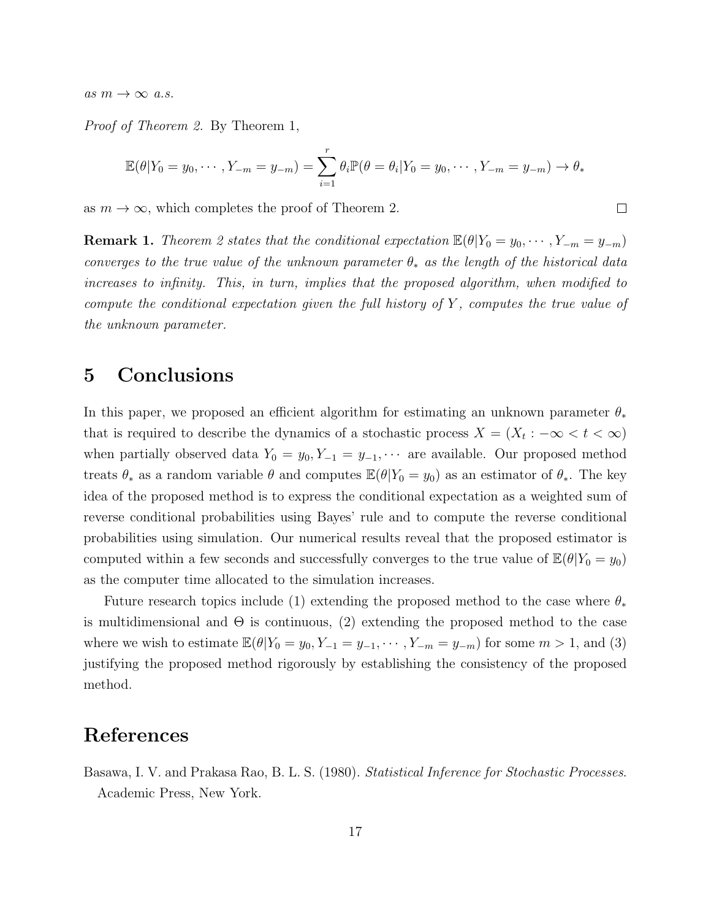*as* $m \to \infty$ *a.s.*

*Proof of Theorem 2.* By Theorem 1,

$$\mathbb{E}(\theta | Y_0 = y_0, \cdots, Y_{-m} = y_{-m}) = \sum_{i=1}^{r} \theta_i \mathbb{P}(\theta = \theta_i | Y_0 = y_0, \cdots, Y_{-m} = y_{-m}) \to \theta_*$$

as $m \to \infty$, which completes the proof of Theorem 2. $\square$

**Remark 1.** *Theorem 2 states that the conditional expectation* $\mathbb{E}(\theta | Y_0 = y_0, \cdots, Y_{-m} = y_{-m})$ *converges to the true value of the unknown parameter* $\theta_*$ *as the length of the historical data increases to infinity. This, in turn, implies that the proposed algorithm, when modified to compute the conditional expectation given the full history of* $Y$*, computes the true value of the unknown parameter.*

## 5 Conclusions

In this paper, we proposed an efficient algorithm for estimating an unknown parameter $\theta_*$ that is required to describe the dynamics of a stochastic process $X = (X_t : -\infty < t < \infty)$ when partially observed data $Y_0 = y_0, Y_{-1} = y_{-1}, \cdots$ are available. Our proposed method treats $\theta_*$ as a random variable $\theta$ and computes $\mathbb{E}(\theta | Y_0 = y_0)$ as an estimator of $\theta_*$. The key idea of the proposed method is to express the conditional expectation as a weighted sum of reverse conditional probabilities using Bayes' rule and to compute the reverse conditional probabilities using simulation. Our numerical results reveal that the proposed estimator is computed within a few seconds and successfully converges to the true value of $\mathbb{E}(\theta | Y_0 = y_0)$ as the computer time allocated to the simulation increases.

Future research topics include (1) extending the proposed method to the case where $\theta_*$ is multidimensional and $\Theta$ is continuous, (2) extending the proposed method to the case where we wish to estimate $\mathbb{E}(\theta | Y_0 = y_0, Y_{-1} = y_{-1}, \cdots, Y_{-m} = y_{-m})$ for some $m > 1$, and (3) justifying the proposed method rigorously by establishing the consistency of the proposed method.

## References

Basawa, I. V. and Prakasa Rao, B. L. S. (1980). *Statistical Inference for Stochastic Processes*. Academic Press, New York.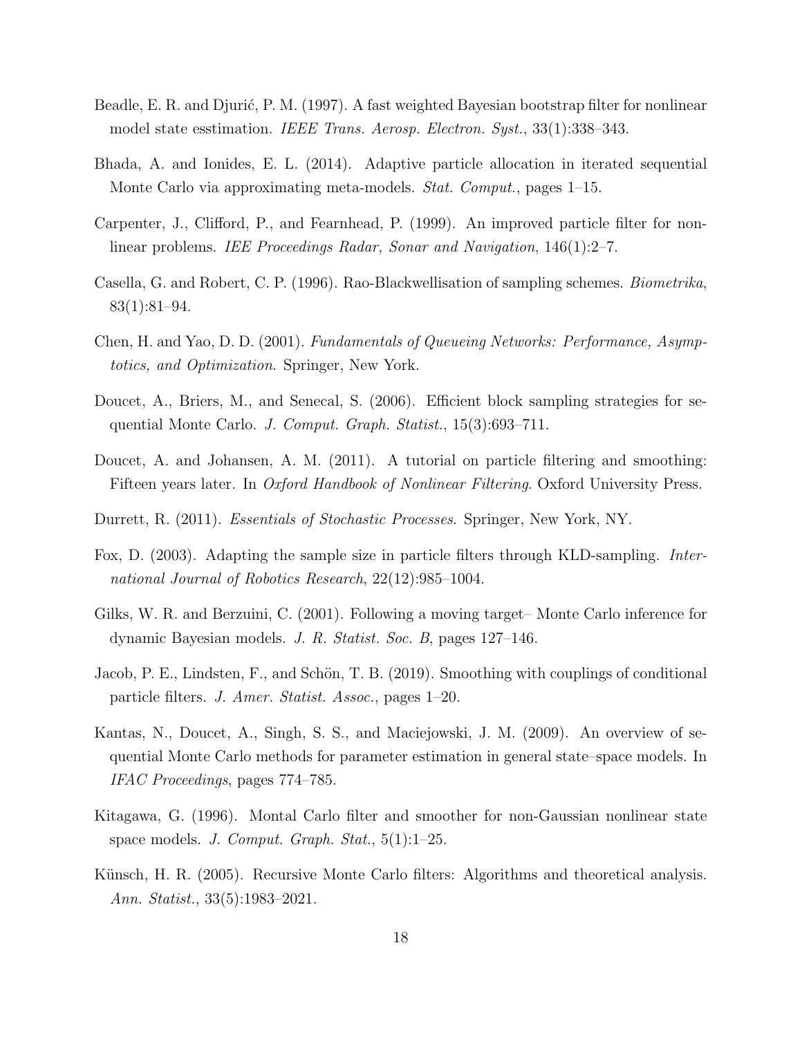Beadle, E. R. and Djurić, P. M. (1997). A fast weighted Bayesian bootstrap filter for nonlinear model state esstimation. *IEEE Trans. Aerosp. Electron. Syst.*, 33(1):338–343.

Bhada, A. and Ionides, E. L. (2014). Adaptive particle allocation in iterated sequential Monte Carlo via approximating meta-models. *Stat. Comput.*, pages 1–15.

Carpenter, J., Clifford, P., and Fearnhead, P. (1999). An improved particle filter for nonlinear problems. *IEE Proceedings Radar, Sonar and Navigation*, 146(1):2–7.

Casella, G. and Robert, C. P. (1996). Rao-Blackwellisation of sampling schemes. *Biometrika*, 83(1):81–94.

Chen, H. and Yao, D. D. (2001). *Fundamentals of Queueing Networks: Performance, Asymptotics, and Optimization*. Springer, New York.

Doucet, A., Briers, M., and Senecal, S. (2006). Efficient block sampling strategies for sequential Monte Carlo. *J. Comput. Graph. Statist.*, 15(3):693–711.

Doucet, A. and Johansen, A. M. (2011). A tutorial on particle filtering and smoothing: Fifteen years later. In *Oxford Handbook of Nonlinear Filtering*. Oxford University Press.

Durrett, R. (2011). *Essentials of Stochastic Processes*. Springer, New York, NY.

Fox, D. (2003). Adapting the sample size in particle filters through KLD-sampling. *International Journal of Robotics Research*, 22(12):985–1004.

Gilks, W. R. and Berzuini, C. (2001). Following a moving target– Monte Carlo inference for dynamic Bayesian models. *J. R. Statist. Soc. B*, pages 127–146.

Jacob, P. E., Lindsten, F., and Schön, T. B. (2019). Smoothing with couplings of conditional particle filters. *J. Amer. Statist. Assoc.*, pages 1–20.

Kantas, N., Doucet, A., Singh, S. S., and Maciejowski, J. M. (2009). An overview of sequential Monte Carlo methods for parameter estimation in general state–space models. In *IFAC Proceedings*, pages 774–785.

Kitagawa, G. (1996). Montal Carlo filter and smoother for non-Gaussian nonlinear state space models. *J. Comput. Graph. Stat.*, 5(1):1–25.

Künsch, H. R. (2005). Recursive Monte Carlo filters: Algorithms and theoretical analysis. *Ann. Statist.*, 33(5):1983–2021.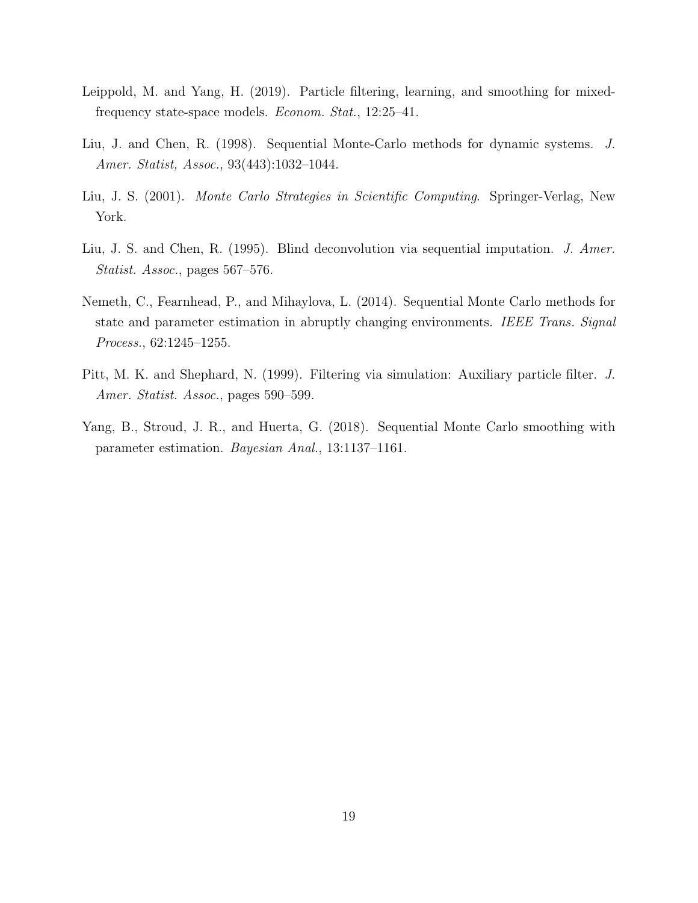Leippold, M. and Yang, H. (2019). Particle filtering, learning, and smoothing for mixed-frequency state-space models. *Econom. Stat.*, 12:25–41.

Liu, J. and Chen, R. (1998). Sequential Monte-Carlo methods for dynamic systems. *J. Amer. Statist, Assoc.*, 93(443):1032–1044.

Liu, J. S. (2001). *Monte Carlo Strategies in Scientific Computing*. Springer-Verlag, New York.

Liu, J. S. and Chen, R. (1995). Blind deconvolution via sequential imputation. *J. Amer. Statist. Assoc.*, pages 567–576.

Nemeth, C., Fearnhead, P., and Mihaylova, L. (2014). Sequential Monte Carlo methods for state and parameter estimation in abruptly changing environments. *IEEE Trans. Signal Process.*, 62:1245–1255.

Pitt, M. K. and Shephard, N. (1999). Filtering via simulation: Auxiliary particle filter. *J. Amer. Statist. Assoc.*, pages 590–599.

Yang, B., Stroud, J. R., and Huerta, G. (2018). Sequential Monte Carlo smoothing with parameter estimation. *Bayesian Anal.*, 13:1137–1161.